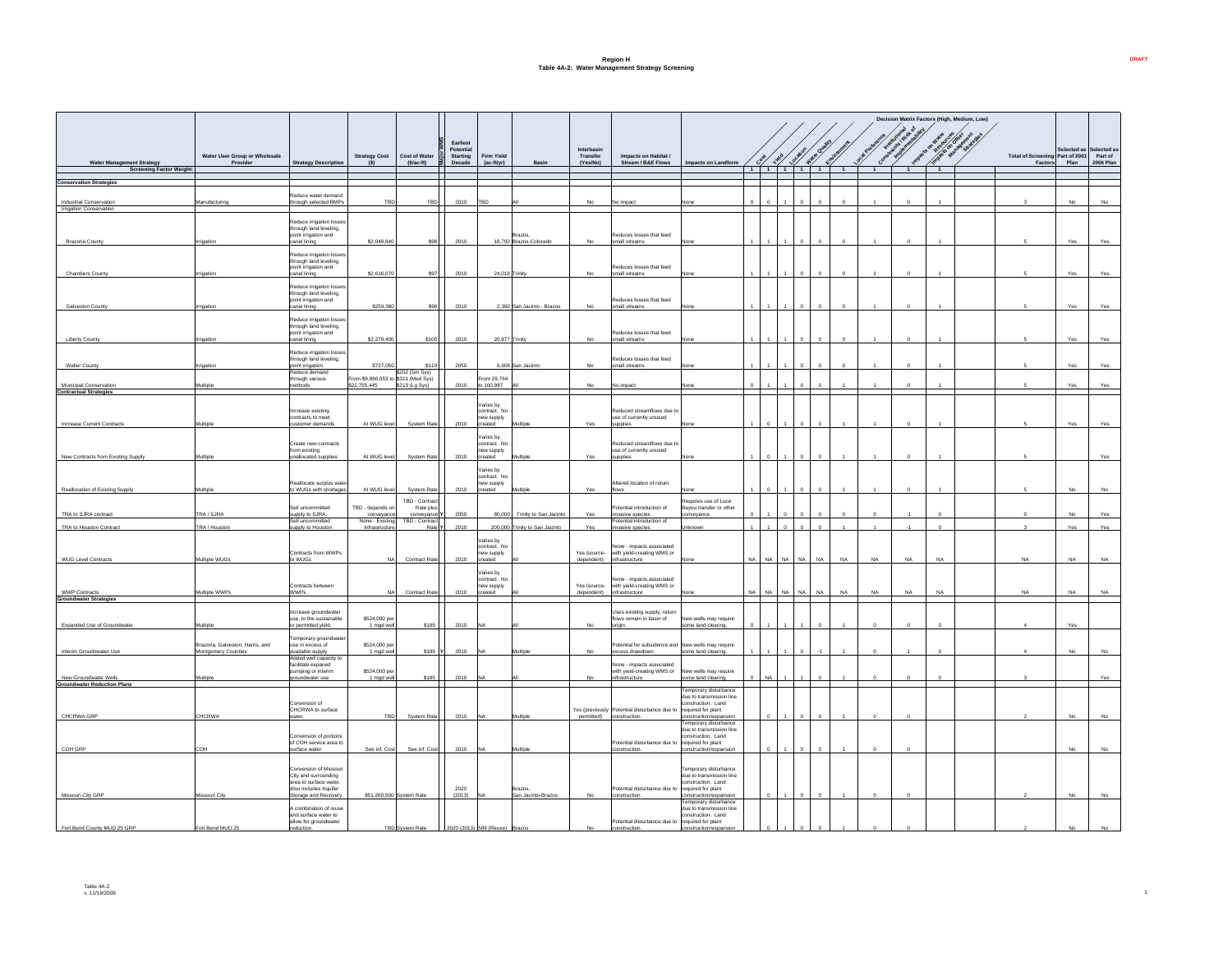**Region H**
**Table 4A-2: Water Management Strategy Screening**

DRAFT

| Water Management Strategy | Water User Group or Wholesale Provider | Strategy Description | Strategy Cost ($) | Cost of Water ($/ac-ft) | Major WMS | Earliest Potential Starting Decade | Firm Yield (ac-ft/yr) | Basin | Interbasin Transfer (Yes/No) | Impacts on Habitat / Stream / B&E Flows | Impacts on Landform | Cost | Yield | Location | Water Quality | Environment | Local Preference | Institutional Constraints / Risk of Implementability | Impacts on Water Resources | Impacts on Other Management Strategies | | Total of Screening Factors | Selected as Part of 2001 Plan | Selected as Part of 2006 Plan |
|---|---|---|---|---|---|---|---|---|---|---|---|---|---|---|---|---|---|---|---|---|---|---|---|---|
| Screening Factor Weight: | | | | | | | | | | | | 1 | 1 | 1 | 1 | 1 | 1 | 1 | 1 | 1 | | | | |
| **Conservation Strategies** | | | | | | | | | | | | | | | | | | | | | | | | |
| Industrial Conservation | Manufacturing | Reduce water demand through selected BMPs | TBD | TBD | | 2010 | TBD | All | No | No impact | None | 0 | 0 | 1 | 0 | 0 | 0 | 1 | 0 | 1 | | 3 | No | No |
| Irrigation Conservation | | | | | | | | | | | | | | | | | | | | | | | | |
| Brazoria County | Irrigation | Reduce irrigation losses through land leveling, point irrigation and canal lining | $2,048,840 | $98 | | 2010 | 18,792 | Brazos, Brazos-Colorado | No | Reduces losses that feed small streams | None | 1 | 1 | 1 | 0 | 0 | 0 | 1 | 0 | 1 | | 5 | Yes | Yes |
| Chambers County | Irrigation | Reduce irrigation losses through land leveling, point irrigation and canal lining | $2,616,070 | $97 | | 2010 | 24,018 | Trinity | No | Reduces losses that feed small streams | None | 1 | 1 | 1 | 0 | 0 | 0 | 1 | 0 | 1 | | 5 | Yes | Yes |
| Galveston County | Irrigation | Reduce irrigation losses through land leveling, point irrigation and canal lining | $259,380 | $96 | | 2010 | 2,392 | San Jacinto - Brazos | No | Reduces losses that feed small streams | None | 1 | 1 | 1 | 0 | 0 | 0 | 1 | 0 | 1 | | 5 | Yes | Yes |
| Liberty County | Irrigation | Reduce irrigation losses through land leveling, point irrigation and canal lining | $2,279,400 | $100 | | 2010 | 20,877 | Trinity | No | Reduces losses that feed small streams | None | 1 | 1 | 1 | 0 | 0 | 0 | 1 | 0 | 1 | | 5 | Yes | Yes |
| Waller County | Irrigation | Reduce irrigation losses through land leveling, point irrigation | $727,050 | $110 | | 2050 | 6,606 | San Jacinto | No | Reduces losses that feed small streams | None | 1 | 1 | 1 | 0 | 0 | 0 | 1 | 0 | 1 | | 5 | Yes | Yes |
| Municipal Conservation | Multiple | Reduce demand through various methods | From $9,866,953 to $22,755,445 | $202 (Sm Sys) $311 (Med Sys) $213 (Lg Sys) | | 2010 | From 29,764 to 100,987 | All | No | No impact | None | 0 | 1 | 1 | 0 | 0 | 1 | 1 | 0 | 1 | | 5 | Yes | Yes |
| **Contractual Strategies** | | | | | | | | | | | | | | | | | | | | | | | | |
| Increase Current Contracts | Multiple | Increase existing contracts to meet customer demands | At WUG level | System Rate | | 2010 | Varies by contract. No new supply created | Multiple | Yes | Reduced streamflows due to use of currently unused supplies | None | 1 | 0 | 1 | 0 | 0 | 1 | 1 | 0 | 1 | | 5 | Yes | Yes |
| New Contracts from Existing Supply | Multiple | Create new contracts from existing unallocated supplies | At WUG level | System Rate | | 2010 | Varies by contract. No new supply created | Multiple | Yes | Reduced streamflows due to use of currently unused supplies | None | 1 | 0 | 1 | 0 | 0 | 1 | 1 | 0 | 1 | | 5 | | Yes |
| Reallocation of Existing Supply | Multiple | Reallocate surplus water to WUGs with shortages | At WUG level | System Rate | | 2010 | Varies by contract. No new supply created | Multiple | Yes | Altered location of return flows | None | 1 | 0 | 1 | 0 | 0 | 1 | 1 | 0 | 1 | | 5 | No | No |
| TRA to SJRA contract | TRA / SJRA | Sell uncommitted supply to SJRA. | TBD - depends on conveyance | TBD - Contract Rate plus conveyance | Y | 2050 | 80,000 | Trinity to San Jacinto | Yes | Potential introduction of invasive species | Requires use of Luce Bayou transfer or other conveyance | 0 | 1 | 0 | 0 | 0 | 0 | 0 | -1 | 0 | | 0 | No | Yes |
| TRA to Houston Contract | TRA / Houston | Sell uncommitted supply to Houston | None - Existing Infrastructure | TBD - Contract Rate | Y | 2010 | 200,000 | Trinity to San Jacinto | Yes | Potential introduction of invasive species | Unknown | 1 | 1 | 0 | 0 | 0 | 1 | 1 | -1 | 0 | | 3 | Yes | Yes |
| WUG Level Contracts | Multiple WUGs | Contracts from WWPs to WUGs | NA | Contract Rate | | 2010 | Varies by contract. No new supply created | All | Yes (source-dependent) | None - impacts associated with yield-creating WMS or infrastructure | None | NA | NA | NA | NA | NA | NA | NA | NA | NA | | NA | NA | NA |
| WWP Contracts | Multiple WWPs | Contracts between WWPs | NA | Contract Rate | | 2010 | Varies by contract. No new supply created | All | Yes (source-dependent) | None - impacts associated with yield-creating WMS or infrastructure | None | NA | NA | NA | NA | NA | NA | NA | NA | NA | | NA | NA | NA |
| **Groundwater Strategies** | | | | | | | | | | | | | | | | | | | | | | | | |
| Expanded Use of Groundwater | Multiple | Increase groundwater use, to the sustainable or permitted yield. | $524,000 per 1 mgd well | $185 | | 2010 | NA | All | No | Uses existing supply, return flows remain in basin of origin. | New wells may require some land clearing. | 0 | 1 | 1 | 1 | 0 | 1 | 0 | 0 | 0 | | 4 | Yes | |
| Interim Groundwater Use | Brazoria, Galveston, Harris, and Montgomery Counties | Temporary groundwater use in excess of available supply | $524,000 per 1 mgd well | $185 | Y | 2010 | NA | Multiple | No | Potential for subsidence and excess drawdown | New wells may require some land clearing. | 1 | 1 | 1 | 0 | -1 | 1 | 0 | 1 | 0 | | 4 | No | No |
| New Groundwater Wells | Multiple | Added well capacity to facilitate expaned pumping or interim groundwater use | $524,000 per 1 mgd well | $185 | | 2010 | NA | All | No | None - impacts associated with yield-creating WMS or infrastructure | New wells may require some land clearing. | 0 | NA | 1 | 1 | 0 | 1 | 0 | 0 | 0 | | 3 | | Yes |
| **Groundwater Reduction Plans** | | | | | | | | | | | | | | | | | | | | | | | | |
| CHCRWA GRP | CHCRWA | Conversion of CHCRWA to surface water. | TBD | System Rate | | 2010 | NA | Multiple | Yes (previously permitted) | Potential disturbance due to construction. | Temporary disturbance due to transmission line construction. Land required for plant construction/expansion | | 0 | 1 | 0 | 0 | 1 | 0 | 0 | | | 2 | No | No |
| COH GRP | COH | Conversion of portions of COH service area to surface water | See inf. Cost | See inf. Cost | | 2010 | NA | Multiple | | Potential disturbance due to construction. | Temporary disturbance due to transmission line construction. Land required for plant construction/expansion | | 0 | 1 | 0 | 0 | 1 | 0 | 0 | | | | No | No |
| Missouri City GRP | Missouri City | Conversion of Missouri City and surrounding area to surface water. Also includes Aquifer Storage and Recovery. | $51,260,500 | System Rate | | 2020 (2013) | NA | Brazos, San Jacinto-Brazos | No | Potential disturbance due to construction. | Temporary disturbance due to transmission line construction. Land required for plant construction/expansion | | 0 | 1 | 0 | 0 | 1 | 0 | 0 | | | 2 | No | No |
| Fort Bend County MUD 25 GRP | Fort Bend MUD 25 | A combination of reuse and surface water to allow for groundwater reduction. | TBD | System Rate | | 2020 (2013) | 589 (Reuse) | Brazos | No | Potential disturbance due to construction. | Temporary disturbance due to transmission line construction. Land required for plant construction/expansion | | 0 | 1 | 0 | 0 | 1 | 0 | 0 | | | 2 | No | No |

Table 4A-2
v. 11/19/2009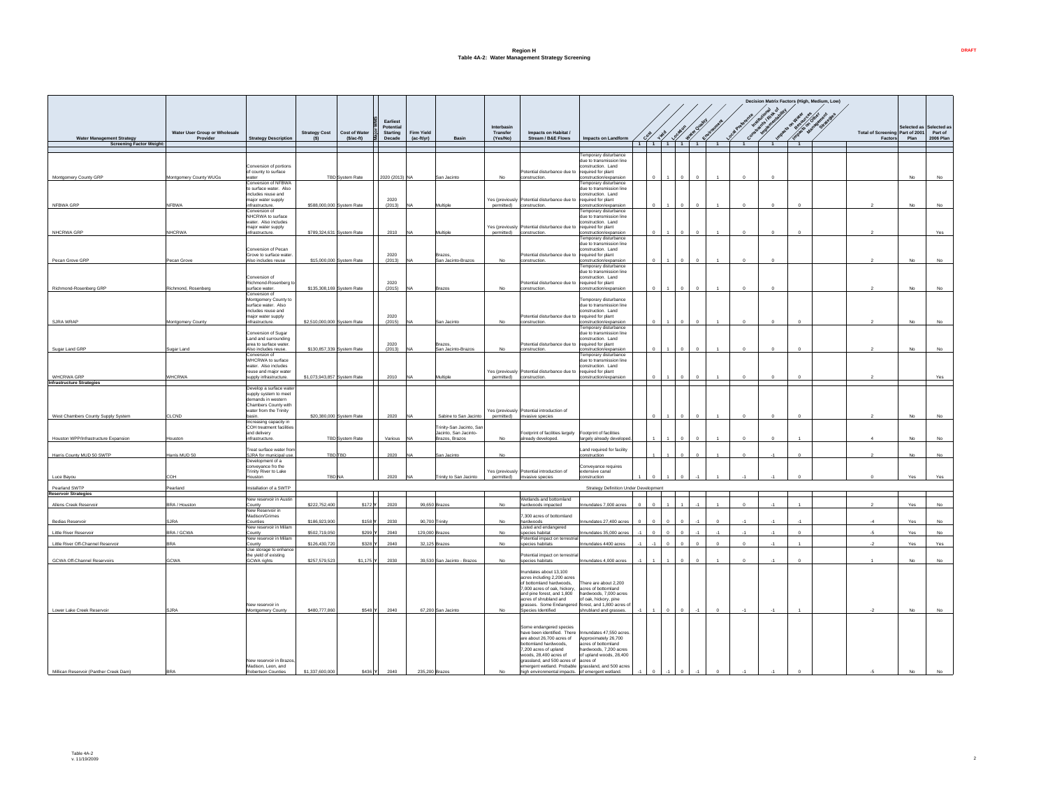# Region H
## Table 4A-2: Water Management Strategy Screening

DRAFT

| Water Management Strategy | Water User Group or Wholesale Provider | Strategy Description | Strategy Cost ($) | Cost of Water ($/ac-ft) | Major WMS | Earliest Potential Starting Decade | Firm Yield (ac-ft/yr) | Basin | Interbasin Transfer (Yes/No) | Impacts on Habitat / Stream / B&E Flows | Impacts on Landform | Decision Matrix Factors (High, Medium, Low): Cost | Yield | Location | Water Quality | Environment | Local Preference | Institutional Constraints / Risk of Implementability | Impacts on Water Resources | Impacts on Other Management Strategies | | Total of Screening Factors | Selected as Part of 2001 Plan | Selected as Part of 2006 Plan |
|---|---|---|---|---|---|---|---|---|---|---|---|---|---|---|---|---|---|---|---|---|---|---|---|---|
| **Screening Factor Weight:** | | | | | | | | | | | | 1 | 1 | 1 | 1 | 1 | 1 | 1 | 1 | | | | | |
| Montgomery County GRP | Montgomery County WUGs | Conversion of portions of county to surface water | | TBD System Rate | | 2020 (2013) | NA | San Jacinto | No | Potential disturbance due to construction. | Temporary disturbance due to transmission line construction. Land required for plant construction/expansion | | 0 | 1 | 0 | 0 | 1 | 0 | 0 | | | | No | No |
| NFBWA GRP | NFBWA | Conversion of NFBWA to surface water. Also includes reuse and major water supply infrastructure. | $588,000,000 | System Rate | | 2020 (2013) | NA | Multiple | Yes (previously permitted) | Potential disturbance due to construction. | Temporary disturbance due to transmission line construction. Land required for plant construction/expansion | | 0 | 1 | 0 | 0 | 1 | 0 | 0 | 0 | | 2 | No | No |
| NHCRWA GRP | NHCRWA | Conversion of NHCRWA to surface water. Also includes reuse and major water supply infrastructure. | $789,324,631 | System Rate | | 2010 | NA | Multiple | Yes (previously permitted) | Potential disturbance due to construction. | Temporary disturbance due to transmission line construction. Land required for plant construction/expansion | | 0 | 1 | 0 | 0 | 1 | 0 | 0 | 0 | | 2 | | Yes |
| Pecan Grove GRP | Pecan Grove | Conversion of Pecan Grove to surface water. Also includes reuse | $15,000,000 | System Rate | | 2020 (2013) | NA | Brazos, San Jacinto-Brazos | No | Potential disturbance due to construction. | Temporary disturbance due to transmission line construction. Land required for plant construction/expansion | | 0 | 1 | 0 | 0 | 1 | 0 | 0 | | | 2 | No | No |
| Richmond-Rosenberg GRP | Richmond, Rosenberg | Conversion of Richmond-Rosenberg to surface water. | $135,308,169 | System Rate | | 2020 (2015) | NA | Brazos | No | Potential disturbance due to construction. | Temporary disturbance due to transmission line construction. Land required for plant construction/expansion | | 0 | 1 | 0 | 0 | 1 | 0 | 0 | | | 2 | No | No |
| SJRA WRAP | Montgomery County | Conversion of Montgomery County to surface water. Also includes reuse and major water supply infrastructure. | $2,510,000,000 | System Rate | | 2020 (2015) | NA | San Jacinto | No | Potential disturbance due to construction. | Temporary disturbance due to transmission line construction. Land required for plant construction/expansion | | 0 | 1 | 0 | 0 | 1 | 0 | 0 | 0 | | 2 | No | No |
| Sugar Land GRP | Sugar Land | Conversion of Sugar Land and surrounding area to surface water. Also includes reuse. | $130,957,339 | System Rate | | 2020 (2013) | NA | Brazos, San Jacinto-Brazos | No | Potential disturbance due to construction. | Temporary disturbance due to transmission line construction. Land required for plant construction/expansion | | 0 | 1 | 0 | 0 | 1 | 0 | 0 | 0 | | 2 | No | No |
| WHCRWA GRP | WHCRWA | Conversion of WHCRWA to surface water. Also includes reuse and major water supply infrastructure. | $1,073,943,857 | System Rate | | 2010 | NA | Multiple | Yes (previously permitted) | Potential disturbance due to construction. | Temporary disturbance due to transmission line construction. Land required for plant construction/expansion | | 0 | 1 | 0 | 0 | 1 | 0 | 0 | 0 | | 2 | | Yes |
| **Infrastructure Strategies** | | | | | | | | | | | | | | | | | | | | | | | | |
| West Chambers County Supply System | CLCND | Develop a surface water supply system to meet demands in western Chambers County with water from the Trinity basin | $20,380,000 | System Rate | | 2020 | NA | Sabine to San Jacinto | Yes (previously permitted) | Potential introduction of invasive species | | | 0 | 1 | 0 | 0 | 1 | 0 | 0 | 0 | | 2 | No | No |
| Houston WPP/Infrastructure Expansion | Houston | Increasing capacity in COH treatment facilities and delivery infrastructure. | | TBD System Rate | | Various | NA | Trinity-San Jacinto, San Jacinto, San Jacinto-Brazos, Brazos | No | Footprint of facilities largely already developed. | Footprint of facilities largely already developed. | | 1 | 1 | 0 | 0 | 1 | 0 | 0 | 1 | | 4 | No | No |
| Harris County MUD 50 SWTP | Harris MUD 50 | Treat surface water from SJRA for municipal use. | TBD | TBD | | 2020 | NA | San Jacinto | No | | Land required for facility construction | | 1 | 1 | 0 | 0 | 1 | 0 | -1 | 0 | | 2 | No | No |
| Luce Bayou | COH | Development of a conveyance fro the Trinity River to Lake Houston | TBD | NA | | 2020 | NA | Trinity to San Jacinto | Yes (previously permitted) | Potential introduction of invasive species | Conveyance requires extensive canal construction | 1 | 0 | 1 | 0 | -1 | 1 | -1 | -1 | 0 | | 0 | Yes | Yes |
| Pearland SWTP | Pearland | Installation of a SWTP | | | | | | | | Strategy Definition Under Development | | | | | | | | | | | | | | |
| **Reservoir Strategies** | | | | | | | | | | | | | | | | | | | | | | | | |
| Allens Creek Reservoir | BRA / Houston | New reservoir in Austin County | $222,752,400 | $172 | Y | 2020 | 99,650 | Brazos | No | Wetlands and bottomland hardwoods impacted | Innundates 7,000 acres | 0 | 0 | 1 | 1 | -1 | 1 | 0 | -1 | 1 | | 2 | Yes | No |
| Bedias Reservoir | SJRA | New Reservoir in Madison/Grimes Counties | $186,923,900 | $158 | Y | 2030 | 90,700 | Trinity | No | 7,300 acres of bottomland hardwoods | Innundates 27,400 acres | 0 | 0 | 0 | 0 | -1 | 0 | -1 | -1 | -1 | | -4 | Yes | No |
| Little River Reservoir | BRA / GCWA | New reservoir in Milam County | $502,719,050 | $299 | Y | 2040 | 129,000 | Brazos | No | Listed and endangered species habitat | Innundates 35,000 acres | -1 | 0 | 0 | 0 | -1 | -1 | -1 | -1 | 0 | | -5 | Yes | No |
| Little River Off-Channel Reservoir | BRA | New reservoir in Milam County | $126,430,720 | $328 | Y | 2040 | 32,125 | Brazos | No | Potential impact on terrestrial species habitats | Innundates 4400 acres | -1 | -1 | 0 | 0 | 0 | 0 | 0 | -1 | 1 | | -2 | Yes | Yes |
| GCWA Off-Channel Reservoirs | GCWA | Use storage to enhance the yield of existing GCWA rights | $257,579,523 | $1,175 | Y | 2030 | 39,530 | San Jacinto - Brazos | No | Potential impact on terrestrial species habitats | Innundates 4,000 acres | -1 | 1 | 1 | 0 | 0 | 1 | 0 | -1 | 0 | | 1 | No | No |
| Lower Lake Creek Reservoir | SJRA | New reservoir in Montgomery County | $480,777,860 | $548 | Y | 2040 | 67,200 | San Jacinto | No | Inundates about 13,100 acres including 2,200 acres of bottomland hardwoods, 7,000 acres of oak, hickory, and pine forest, and 1,800 acres of shrubland and grasses. Some Endangered Species Identified | There are about 2,200 acres of bottomland hardwoods, 7,000 acres of oak, hickory, pine forest, and 1,800 acres of shrubland and grasses. | -1 | 1 | 0 | 0 | -1 | 0 | -1 | -1 | 1 | | -2 | No | No |
| Millican Reservoir (Panther Creek Dam) | BRA | New reservoir in Brazos, Madison, Leon, and Robertson Counties | $1,337,600,000 | $436 | Y | 2040 | 235,200 | Brazos | No | Some endangered species have been identified. There are about 26,700 acres of bottomland hardwoods, 7,200 acres of upland woods, 28,400 acres of grassland, and 500 acres of emergent wetland. Probable high environmental impacts. | Innundates 47,550 acres. Approximately 26,700 acres of bottomland hardwoods, 7,200 acres of upland woods, 28,400 acres of grassland, and 500 acres of emergent wetland. | -1 | 0 | -1 | 0 | -1 | 0 | -1 | -1 | 0 | | -5 | No | No |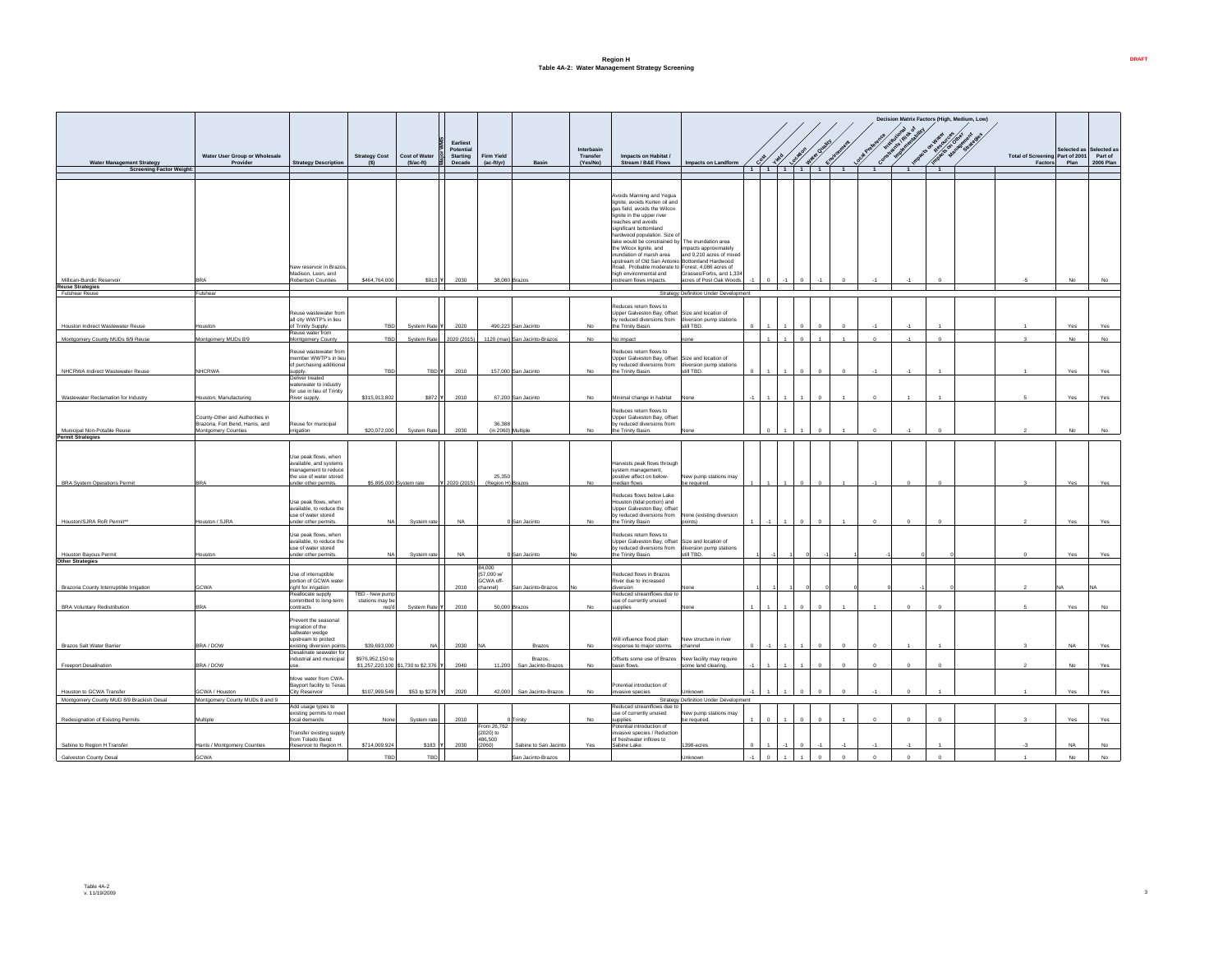# Region H
## Table 4A-2: Water Management Strategy Screening

| Water Management Strategy | Water User Group or Wholesale Provider | Strategy Description | Strategy Cost ($) | Cost of Water ($/ac-ft) | Major WMS | Earliest Potential Starting Decade | Firm Yield (ac-ft/yr) | Basin | Interbasin Transfer (Yes/No) | Impacts on Habitat / Stream / B&E Flows | Impacts on Landform | Decision Matrix Factors (High, Medium, Low): Cost | Yield | Location | Water Quality | Environment | Local Preference | Institutional Constraints / Ease of Implementability | Impacts on Water Resources | Impacts on Other Management Strategies | Total of Screening Factors | Selected as Part of 2001 Plan | Selected as Part of 2006 Plan |
|---|---|---|---|---|---|---|---|---|---|---|---|---|---|---|---|---|---|---|---|---|---|---|---|
| **Screening Factor Weight:** | | | | | | | | | | | | 1 | 1 | 1 | 1 | 1 | 1 | 1 | 1 | 1 | | | |
| Millican-Bundic Reservoir | BRA | New reservoir in Brazos, Madison, Leon, and Robertson Counties | $464,764,000 | $913 | Y | 2030 | 38,080 | Brazos | | Avoids Manning and Yegua lignite, avoids Kurten oil and gas field, avoids the Wilcox lignite in the upper river reaches and avoids significant bottomland hardwood population. Size of lake would be constrained by the Wilcox lignite, and inundation of marsh area upstream of Old San Antonio Road. Probable moderate to high environmental and instream flows impacts. | The inundation area impacts approximately and 9,210 acres of mixed Bottomland Hardwood Forest, 4,086 acres of Grasses/Forbs, and 1,334 acres of Post Oak Woods. | -1 | 0 | -1 | 0 | -1 | 0 | -1 | -1 | 0 | -5 | No | No |
| **Reuse Strategies** | | | | | | | | | | | | | | | | | | | | | | | |
| Fulshear Reuse | Fulshear | | | | | | | | | | Strategy Definition Under Development | | | | | | | | | | | | |
| Houston Indirect Wastewater Reuse | Houston | Reuse wastewater from all city WWTP's in lieu of Trinity Supply. | TBD | System Rate | Y | 2020 | 490,223 | San Jacinto | No | Reduces return flows to Upper Galveston Bay, offset by reduced diversions from the Trinity Basin. | Size and location of diversion pump stations still TBD. | 0 | 1 | 1 | 0 | 0 | 0 | -1 | -1 | 1 | 1 | Yes | Yes |
| Montgomery County MUDs 8/9 Reuse | Montgomery MUDs 8/9 | Reuse water from Montgomery County | TBD | System Rate | | 2020 (2015) | 1120 (max) | San Jacinto-Brazos | No | No impact | None | | 1 | 1 | 0 | 1 | 1 | 0 | -1 | 0 | 3 | No | No |
| NHCRWA Indirect Wastewater Reuse | NHCRWA | Reuse wastewater from member WWTP's in lieu of purchasing additional supply. | TBD | TBD | Y | 2010 | 157,000 | San Jacinto | No | Reduces return flows to Upper Galveston Bay, offset by reduced diversions from the Trinity Basin. | Size and location of diversion pump stations still TBD. | 0 | 1 | 1 | 0 | 0 | 0 | -1 | -1 | 1 | 1 | Yes | Yes |
| Wastewater Reclamation for Industry | Houston, Manufacturing | Deliver treated wastewater to industry for use in lieu of Trinity River supply. | $315,913,802 | $872 | Y | 2010 | 67,200 | San Jacinto | No | Minimal change in habitat | None | -1 | 1 | 1 | 1 | 0 | 1 | 0 | 1 | 1 | 5 | Yes | Yes |
| Municipal Non-Potable Reuse | County-Other and Authorities in Brazoria, Fort Bend, Harris, and Montgomery Counties | Reuse for municipal irrigation | $20,072,000 | System Rate | | 2030 | 36,388 (in 2060) | Multiple | No | Reduces return flows to Upper Galveston Bay, offset by reduced diversions from the Trinity Basin. | None | | 0 | 1 | 1 | 0 | 1 | 0 | -1 | 0 | 2 | No | No |
| **Permit Strategies** | | | | | | | | | | | | | | | | | | | | | | | |
| BRA System Operations Permit | BRA | Use peak flows, when available, and systems management to reduce the use of water stored under other permits. | $5,895,000 | System rate | Y | 2020 (2015) | 25,350 (Region H) | Brazos | No | Harvests peak flows through system management, positive effect on below-median flows | New pump stations may be required. | 1 | 1 | 1 | 0 | 0 | 1 | -1 | 0 | 0 | 3 | Yes | Yes |
| Houston/SJRA RoR Permit** | Houston / SJRA | Use peak flows, when available, to reduce the use of water stored under other permits. | NA | System rate | | NA | 0 | San Jacinto | No | Reduces flows below Lake Houston (tidal portion) and Upper Galveston Bay, offset by reduced diversions from the Trinity Basin | None (existing diversion points) | 1 | -1 | 1 | 0 | 0 | 1 | 0 | 0 | 0 | 2 | Yes | Yes |
| Houston Bayous Permit | Houston | Use peak flows, when available, to reduce the use of water stored under other permits. | NA | System rate | | NA | 0 | San Jacinto | No | Reduces return flows to Upper Galveston Bay, offset by reduced diversions from the Trinity Basin. | Size and location of diversion pump stations still TBD. | 1 | -1 | 1 | 0 | -1 | 1 | -1 | 0 | 0 | 0 | Yes | Yes |
| **Other Strategies** | | | | | | | | | | | | | | | | | | | | | | | |
| Brazoria County Interruptible Irrigation | GCWA | Use of interruptible portion of GCWA water right for irrigation | | | | 2010 | 84,000 (57,000 w/ GCWA off-channel) | San Jacinto-Brazos | No | Reduced flows in Brazos River due to increased diversion | None | 1 | 1 | 1 | 0 | 0 | 0 | 0 | -1 | 0 | 2 | NA | NA |
| BRA Voluntary Redistribution | BRA | Reallocate supply committed to long-term contracts | TBD - New pump stations may be req'd | System Rate | Y | 2010 | 50,000 | Brazos | No | Reduced streamflows due to use of currently unused supplies | None | 1 | 1 | 1 | 0 | 0 | 1 | 1 | 0 | 0 | 5 | Yes | No |
| Brazos Salt Water Barrier | BRA / DOW | Prevent the seasonal migration of the saltwater wedge upstream to protect existing diversion points. | $39,693,000 | NA | | 2030 | NA | Brazos | No | Will influence flood plain response to major storms. | New structure in river channel | 0 | -1 | 1 | 1 | 0 | 0 | 0 | 1 | 1 | 3 | NA | Yes |
| Freeport Desalination | BRA / DOW | Desalinate seawater for industrial and municipal use. | $976,952,150 to $1,257,220,100 | $1,730 to $2,376 | Y | 2040 | 11,200 | Brazos, San Jacinto-Brazos | No | Offsets some use of Brazos basin flows. | New facility may require some land clearing. | -1 | 1 | 1 | 1 | 0 | 0 | 0 | 0 | 0 | 2 | No | Yes |
| Houston to GCWA Transfer | GCWA / Houston | Move water from CWA-Bayport facility to Texas City Reservoir | $107,999,549 | $53 to $278 | Y | 2020 | 42,000 | San Jacinto-Brazos | No | Potential introduction of invasive species | Unknown | -1 | 1 | 1 | 0 | 0 | 0 | -1 | 0 | 1 | 1 | Yes | Yes |
| Montgomery County MUD 8/9 Brackish Desal | Montgomery County MUDs 8 and 9 | | | | | | | | | | Strategy Definition Under Development | | | | | | | | | | | | |
| Redesignation of Existing Permits | Multiple | Add usage types to existing permits to meet local demands | None | System rate | | 2010 | 0 | Trinity | No | Reduced streamflows due to use of currently unused supplies | New pump stations may be required. | 1 | 0 | 1 | 0 | 0 | 1 | 0 | 0 | 0 | 3 | Yes | Yes |
| Sabine to Region H Transfer | Harris / Montgomery Counties | Transfer existing supply from Toledo Bend Reservoir to Region H. | $714,009,924 | $183 | Y | 2030 | From 26,762 (2020) to 486,500 (2060) | Sabine to San Jacinto | Yes | Potential introduction of invasive species / Reduction of freshwater inflows to Sabine Lake | 1398-acres | 0 | 1 | -1 | 0 | -1 | -1 | -1 | -1 | 1 | -3 | NA | No |
| Galveston County Desal | GCWA | | TBD | TBD | | | | San Jacinto-Brazos | | | Unknown | -1 | 0 | 1 | 1 | 0 | 0 | 0 | 0 | 0 | 1 | No | No |